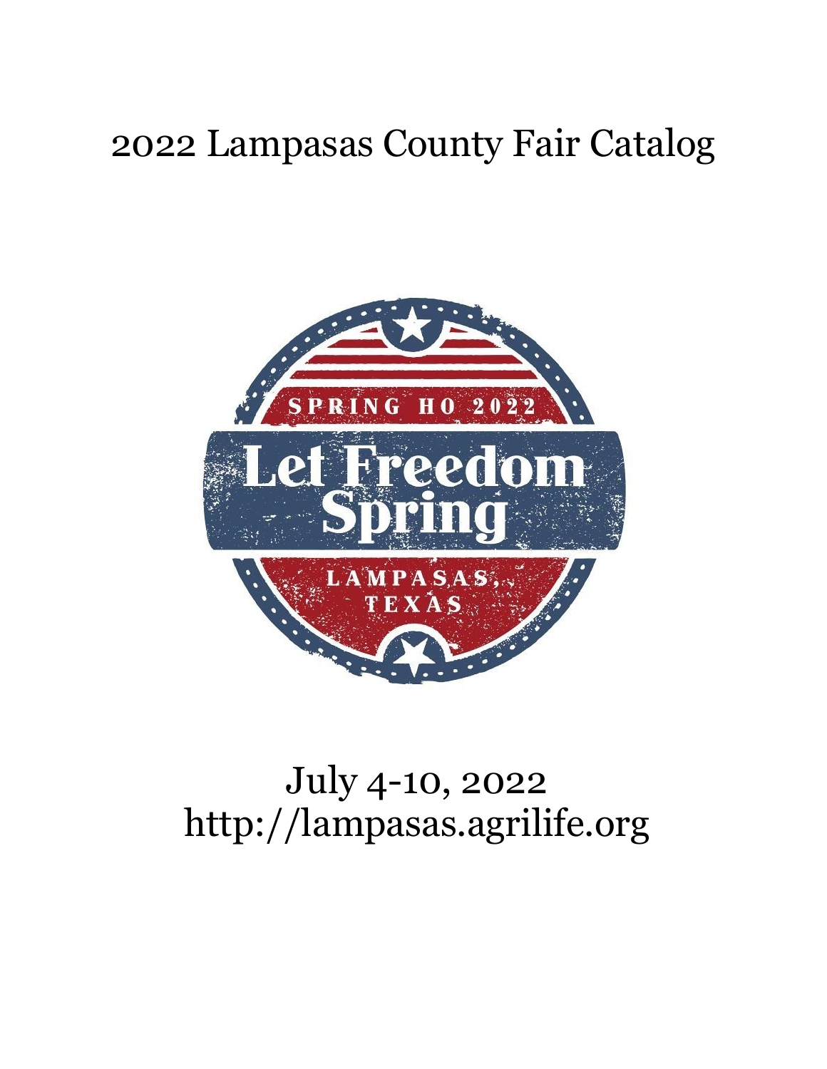# 2022 Lampasas County Fair Catalog

SPRING HO 2022

Let Freedom Spring

LAMPASAS, TEXAS

July 4-10, 2022
http://lampasas.agrilife.org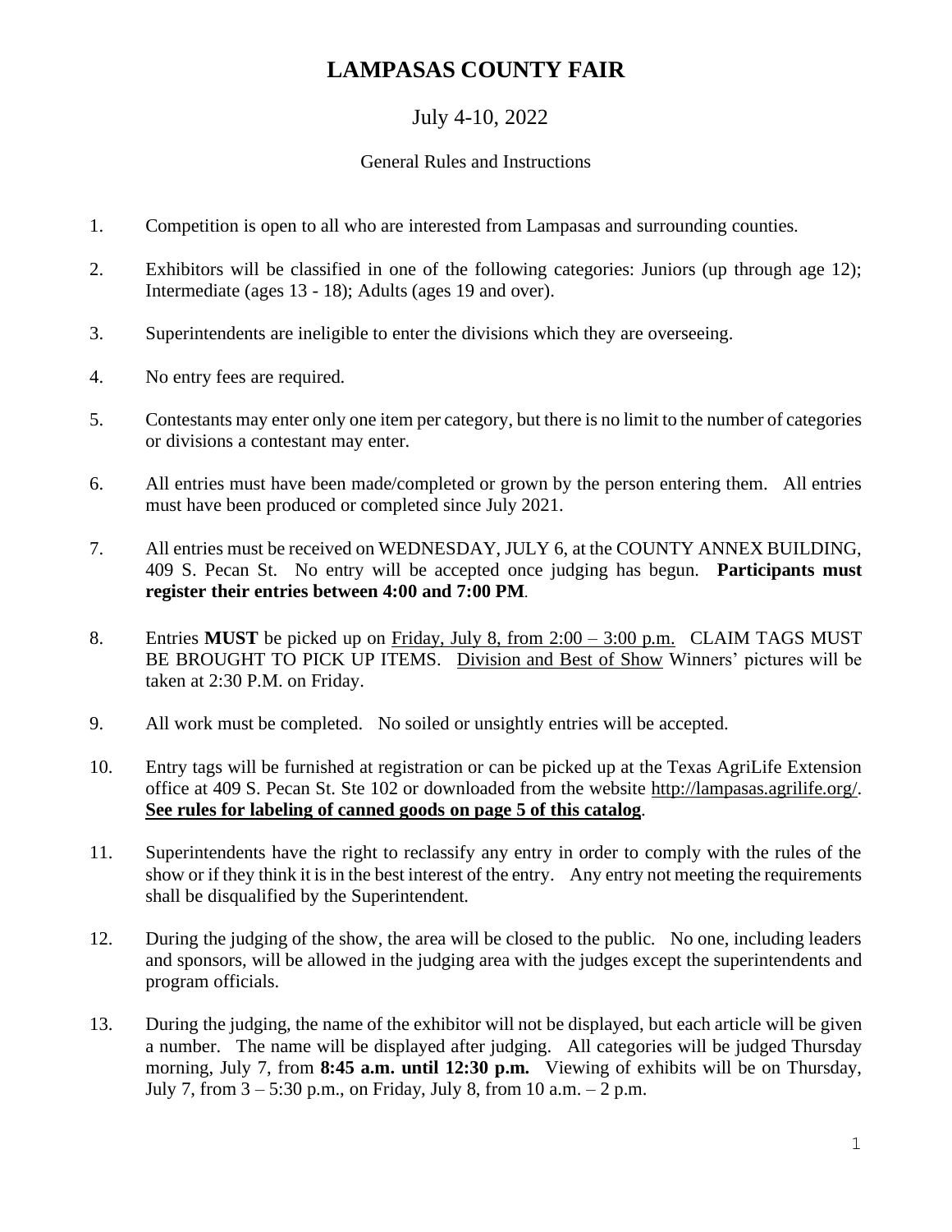# LAMPASAS COUNTY FAIR

July 4-10, 2022

General Rules and Instructions

1. Competition is open to all who are interested from Lampasas and surrounding counties.

2. Exhibitors will be classified in one of the following categories: Juniors (up through age 12); Intermediate (ages 13 - 18); Adults (ages 19 and over).

3. Superintendents are ineligible to enter the divisions which they are overseeing.

4. No entry fees are required.

5. Contestants may enter only one item per category, but there is no limit to the number of categories or divisions a contestant may enter.

6. All entries must have been made/completed or grown by the person entering them. All entries must have been produced or completed since July 2021.

7. All entries must be received on WEDNESDAY, JULY 6, at the COUNTY ANNEX BUILDING, 409 S. Pecan St. No entry will be accepted once judging has begun. **Participants must register their entries between 4:00 and 7:00 PM**.

8. Entries **MUST** be picked up on <u>Friday, July 8, from 2:00 – 3:00 p.m.</u> CLAIM TAGS MUST BE BROUGHT TO PICK UP ITEMS. <u>Division and Best of Show</u> Winners' pictures will be taken at 2:30 P.M. on Friday.

9. All work must be completed. No soiled or unsightly entries will be accepted.

10. Entry tags will be furnished at registration or can be picked up at the Texas AgriLife Extension office at 409 S. Pecan St. Ste 102 or downloaded from the website http://lampasas.agrilife.org/. **<u>See rules for labeling of canned goods on page 5 of this catalog</u>**.

11. Superintendents have the right to reclassify any entry in order to comply with the rules of the show or if they think it is in the best interest of the entry. Any entry not meeting the requirements shall be disqualified by the Superintendent.

12. During the judging of the show, the area will be closed to the public. No one, including leaders and sponsors, will be allowed in the judging area with the judges except the superintendents and program officials.

13. During the judging, the name of the exhibitor will not be displayed, but each article will be given a number. The name will be displayed after judging. All categories will be judged Thursday morning, July 7, from **8:45 a.m. until 12:30 p.m.** Viewing of exhibits will be on Thursday, July 7, from 3 – 5:30 p.m., on Friday, July 8, from 10 a.m. – 2 p.m.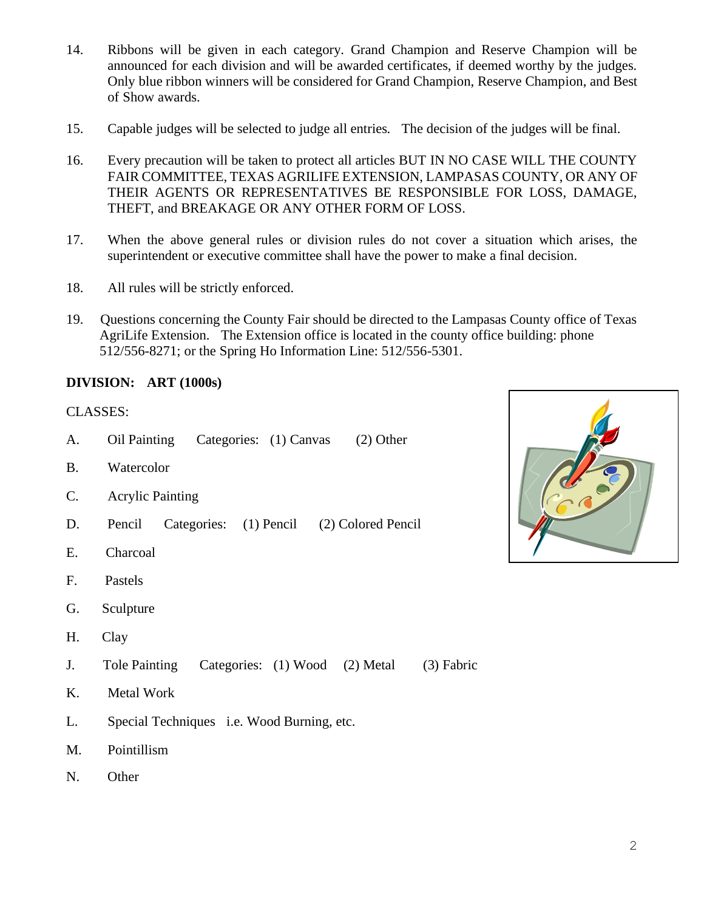14. Ribbons will be given in each category. Grand Champion and Reserve Champion will be announced for each division and will be awarded certificates, if deemed worthy by the judges. Only blue ribbon winners will be considered for Grand Champion, Reserve Champion, and Best of Show awards.

15. Capable judges will be selected to judge all entries. The decision of the judges will be final.

16. Every precaution will be taken to protect all articles BUT IN NO CASE WILL THE COUNTY FAIR COMMITTEE, TEXAS AGRILIFE EXTENSION, LAMPASAS COUNTY, OR ANY OF THEIR AGENTS OR REPRESENTATIVES BE RESPONSIBLE FOR LOSS, DAMAGE, THEFT, and BREAKAGE OR ANY OTHER FORM OF LOSS.

17. When the above general rules or division rules do not cover a situation which arises, the superintendent or executive committee shall have the power to make a final decision.

18. All rules will be strictly enforced.

19. Questions concerning the County Fair should be directed to the Lampasas County office of Texas AgriLife Extension. The Extension office is located in the county office building: phone 512/556-8271; or the Spring Ho Information Line: 512/556-5301.

**DIVISION: ART (1000s)**

CLASSES:

A. Oil Painting Categories: (1) Canvas (2) Other

B. Watercolor

C. Acrylic Painting

D. Pencil Categories: (1) Pencil (2) Colored Pencil

E. Charcoal

F. Pastels

G. Sculpture

H. Clay

J. Tole Painting Categories: (1) Wood (2) Metal (3) Fabric

K. Metal Work

L. Special Techniques i.e. Wood Burning, etc.

M. Pointillism

N. Other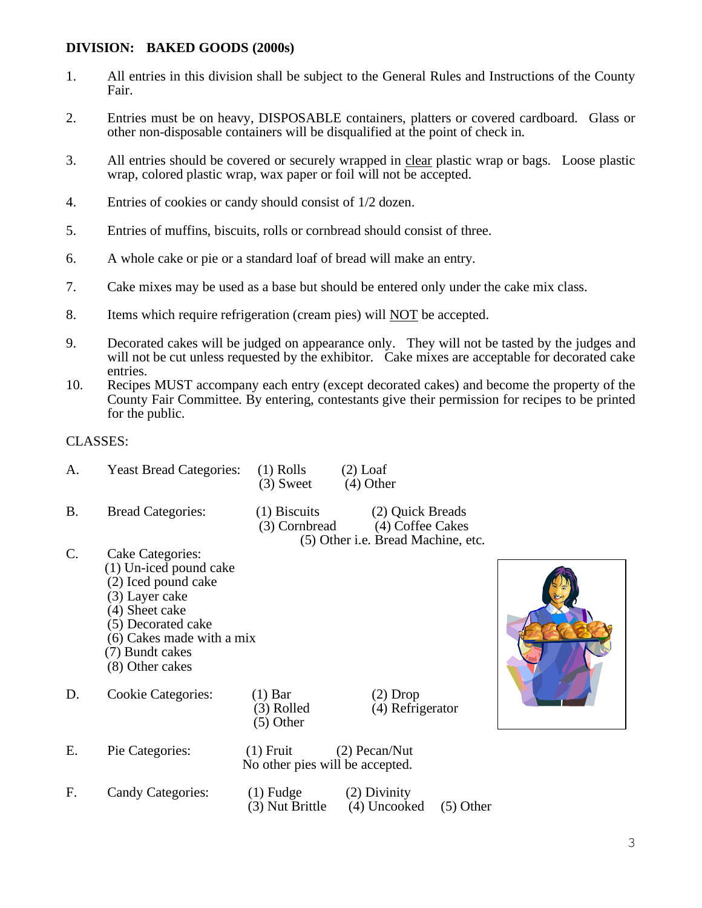## DIVISION: BAKED GOODS (2000s)

1. All entries in this division shall be subject to the General Rules and Instructions of the County Fair.

2. Entries must be on heavy, DISPOSABLE containers, platters or covered cardboard. Glass or other non-disposable containers will be disqualified at the point of check in.

3. All entries should be covered or securely wrapped in clear plastic wrap or bags. Loose plastic wrap, colored plastic wrap, wax paper or foil will not be accepted.

4. Entries of cookies or candy should consist of 1/2 dozen.

5. Entries of muffins, biscuits, rolls or cornbread should consist of three.

6. A whole cake or pie or a standard loaf of bread will make an entry.

7. Cake mixes may be used as a base but should be entered only under the cake mix class.

8. Items which require refrigeration (cream pies) will NOT be accepted.

9. Decorated cakes will be judged on appearance only. They will not be tasted by the judges and will not be cut unless requested by the exhibitor. Cake mixes are acceptable for decorated cake entries.

10. Recipes MUST accompany each entry (except decorated cakes) and become the property of the County Fair Committee. By entering, contestants give their permission for recipes to be printed for the public.

CLASSES:

A. Yeast Bread Categories: (1) Rolls (2) Loaf (3) Sweet (4) Other

B. Bread Categories: (1) Biscuits (2) Quick Breads (3) Cornbread (4) Coffee Cakes (5) Other i.e. Bread Machine, etc.

C. Cake Categories:
(1) Un-iced pound cake
(2) Iced pound cake
(3) Layer cake
(4) Sheet cake
(5) Decorated cake
(6) Cakes made with a mix
(7) Bundt cakes
(8) Other cakes

D. Cookie Categories: (1) Bar (2) Drop (3) Rolled (4) Refrigerator (5) Other

E. Pie Categories: (1) Fruit (2) Pecan/Nut
No other pies will be accepted.

F. Candy Categories: (1) Fudge (2) Divinity (3) Nut Brittle (4) Uncooked (5) Other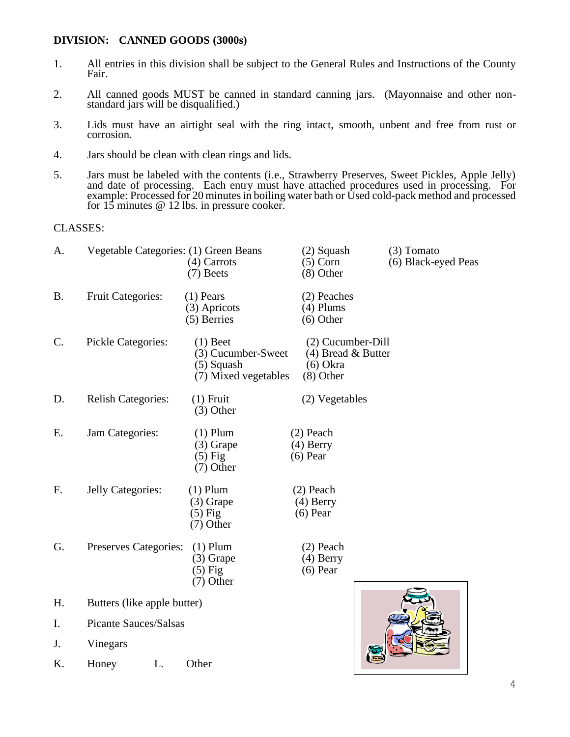**DIVISION: CANNED GOODS (3000s)**

1. All entries in this division shall be subject to the General Rules and Instructions of the County Fair.

2. All canned goods MUST be canned in standard canning jars. (Mayonnaise and other non-standard jars will be disqualified.)

3. Lids must have an airtight seal with the ring intact, smooth, unbent and free from rust or corrosion.

4. Jars should be clean with clean rings and lids.

5. Jars must be labeled with the contents (i.e., Strawberry Preserves, Sweet Pickles, Apple Jelly) and date of processing. Each entry must have attached procedures used in processing. For example: Processed for 20 minutes in boiling water bath or Used cold-pack method and processed for 15 minutes @ 12 lbs. in pressure cooker.

CLASSES:

A. Vegetable Categories: (1) Green Beans (2) Squash (3) Tomato (4) Carrots (5) Corn (6) Black-eyed Peas (7) Beets (8) Other

B. Fruit Categories: (1) Pears (2) Peaches (3) Apricots (4) Plums (5) Berries (6) Other

C. Pickle Categories: (1) Beet (2) Cucumber-Dill (3) Cucumber-Sweet (4) Bread & Butter (5) Squash (6) Okra (7) Mixed vegetables (8) Other

D. Relish Categories: (1) Fruit (2) Vegetables (3) Other

E. Jam Categories: (1) Plum (2) Peach (3) Grape (4) Berry (5) Fig (6) Pear (7) Other

F. Jelly Categories: (1) Plum (2) Peach (3) Grape (4) Berry (5) Fig (6) Pear (7) Other

G. Preserves Categories: (1) Plum (2) Peach (3) Grape (4) Berry (5) Fig (6) Pear (7) Other

H. Butters (like apple butter)

I. Picante Sauces/Salsas

J. Vinegars

K. Honey

L. Other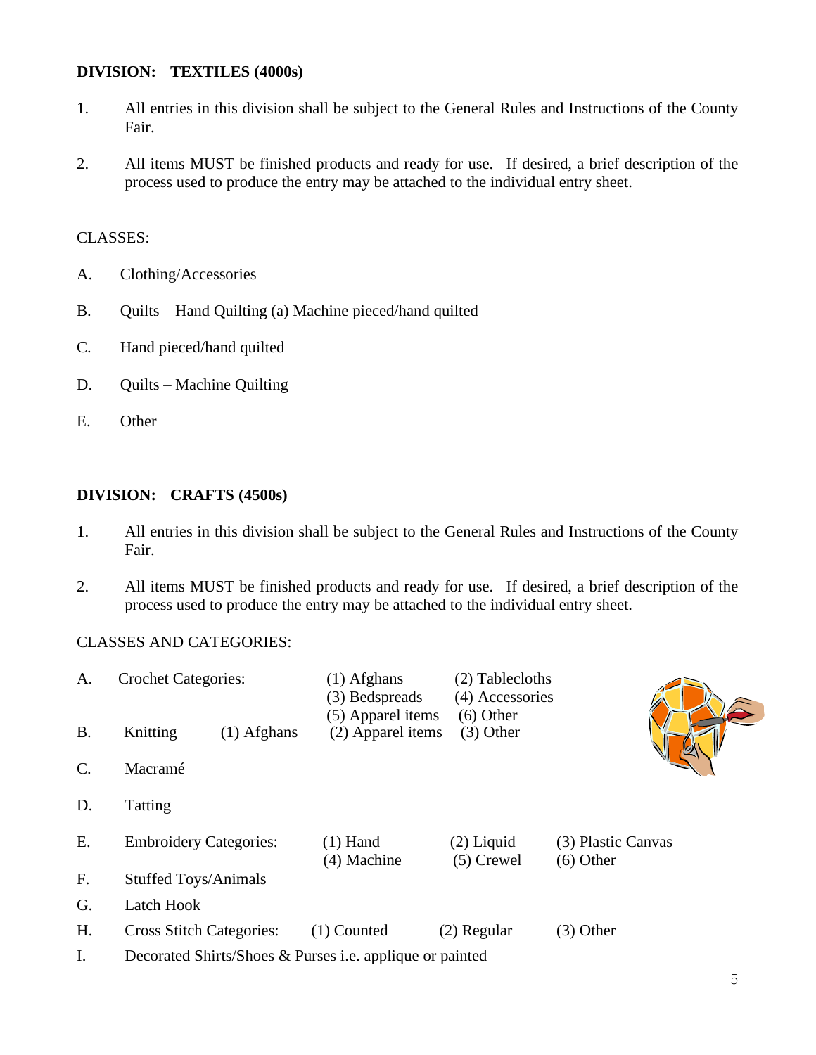**DIVISION: TEXTILES (4000s)**

1. All entries in this division shall be subject to the General Rules and Instructions of the County Fair.

2. All items MUST be finished products and ready for use. If desired, a brief description of the process used to produce the entry may be attached to the individual entry sheet.

CLASSES:

A. Clothing/Accessories

B. Quilts – Hand Quilting (a) Machine pieced/hand quilted

C. Hand pieced/hand quilted

D. Quilts – Machine Quilting

E. Other

**DIVISION: CRAFTS (4500s)**

1. All entries in this division shall be subject to the General Rules and Instructions of the County Fair.

2. All items MUST be finished products and ready for use. If desired, a brief description of the process used to produce the entry may be attached to the individual entry sheet.

CLASSES AND CATEGORIES:

A. Crochet Categories: (1) Afghans (2) Tablecloths (3) Bedspreads (4) Accessories (5) Apparel items (6) Other

B. Knitting (1) Afghans (2) Apparel items (3) Other

C. Macramé

D. Tatting

E. Embroidery Categories: (1) Hand (2) Liquid (3) Plastic Canvas (4) Machine (5) Crewel (6) Other

F. Stuffed Toys/Animals

G. Latch Hook

H. Cross Stitch Categories: (1) Counted (2) Regular (3) Other

I. Decorated Shirts/Shoes & Purses i.e. applique or painted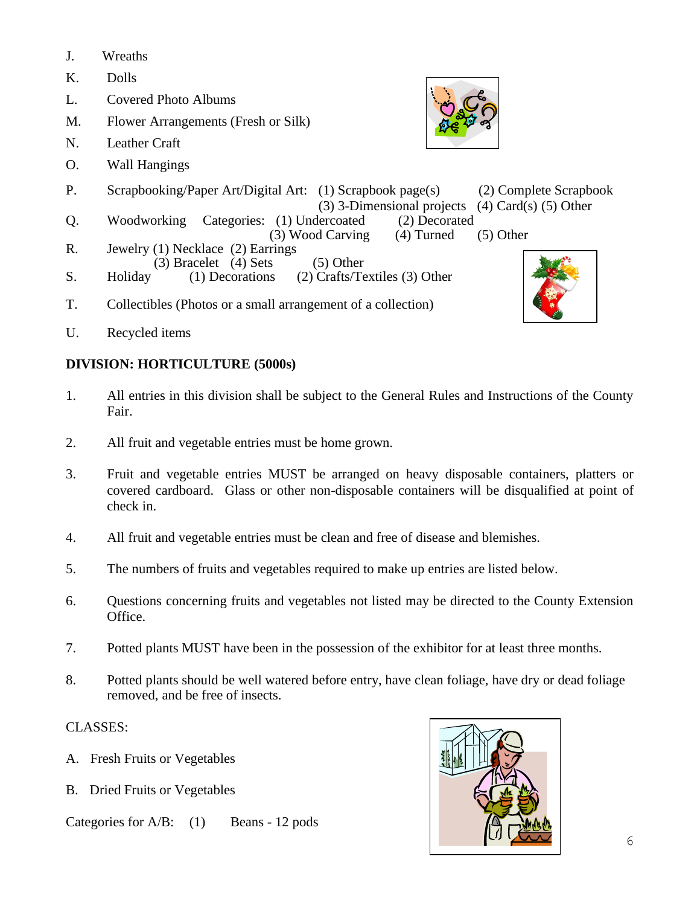J. Wreaths

K. Dolls

L. Covered Photo Albums

M. Flower Arrangements (Fresh or Silk)

N. Leather Craft

O. Wall Hangings

P. Scrapbooking/Paper Art/Digital Art: (1) Scrapbook page(s) (2) Complete Scrapbook (3) 3-Dimensional projects (4) Card(s) (5) Other

Q. Woodworking Categories: (1) Undercoated (2) Decorated (3) Wood Carving (4) Turned (5) Other

R. Jewelry (1) Necklace (2) Earrings (3) Bracelet (4) Sets (5) Other

S. Holiday (1) Decorations (2) Crafts/Textiles (3) Other

T. Collectibles (Photos or a small arrangement of a collection)

U. Recycled items

**DIVISION: HORTICULTURE (5000s)**

1. All entries in this division shall be subject to the General Rules and Instructions of the County Fair.

2. All fruit and vegetable entries must be home grown.

3. Fruit and vegetable entries MUST be arranged on heavy disposable containers, platters or covered cardboard. Glass or other non-disposable containers will be disqualified at point of check in.

4. All fruit and vegetable entries must be clean and free of disease and blemishes.

5. The numbers of fruits and vegetables required to make up entries are listed below.

6. Questions concerning fruits and vegetables not listed may be directed to the County Extension Office.

7. Potted plants MUST have been in the possession of the exhibitor for at least three months.

8. Potted plants should be well watered before entry, have clean foliage, have dry or dead foliage removed, and be free of insects.

CLASSES:

A. Fresh Fruits or Vegetables

B. Dried Fruits or Vegetables

Categories for A/B: (1) Beans - 12 pods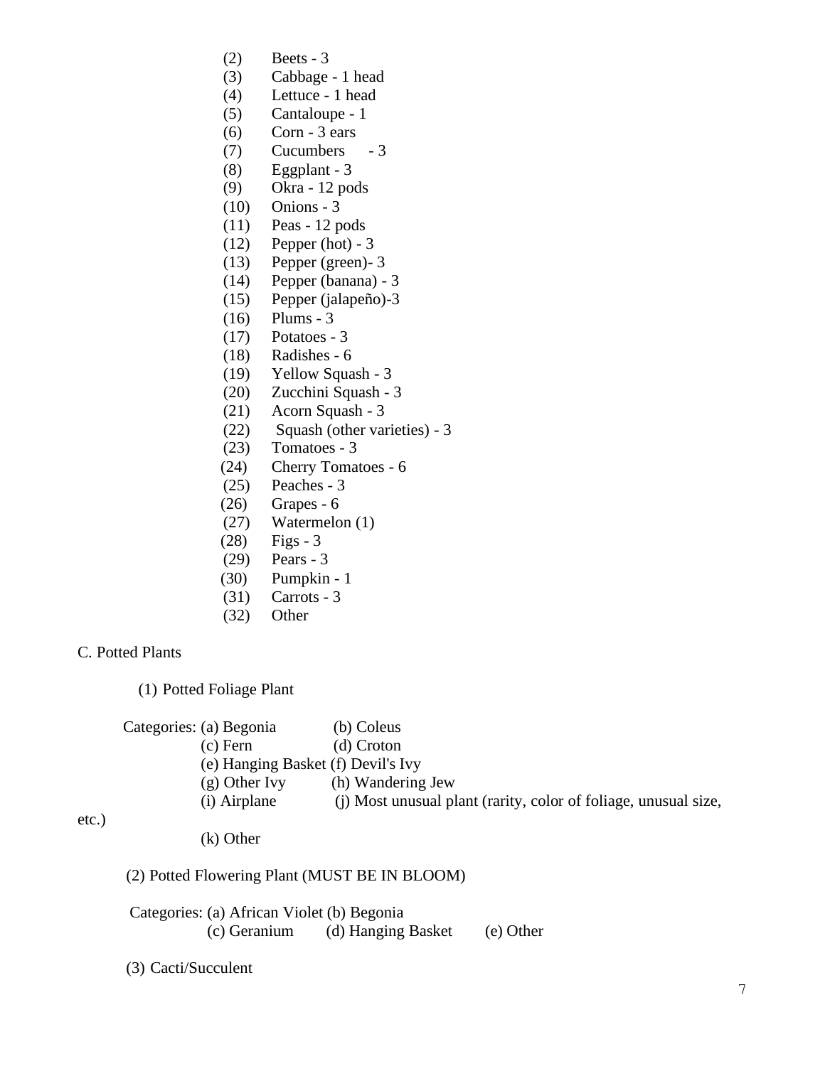(2) Beets - 3
(3) Cabbage - 1 head
(4) Lettuce - 1 head
(5) Cantaloupe - 1
(6) Corn - 3 ears
(7) Cucumbers - 3
(8) Eggplant - 3
(9) Okra - 12 pods
(10) Onions - 3
(11) Peas - 12 pods
(12) Pepper (hot) - 3
(13) Pepper (green)- 3
(14) Pepper (banana) - 3
(15) Pepper (jalapeño)-3
(16) Plums - 3
(17) Potatoes - 3
(18) Radishes - 6
(19) Yellow Squash - 3
(20) Zucchini Squash - 3
(21) Acorn Squash - 3
(22) Squash (other varieties) - 3
(23) Tomatoes - 3
(24) Cherry Tomatoes - 6
(25) Peaches - 3
(26) Grapes - 6
(27) Watermelon (1)
(28) Figs - 3
(29) Pears - 3
(30) Pumpkin - 1
(31) Carrots - 3
(32) Other

C. Potted Plants

(1) Potted Foliage Plant

Categories: (a) Begonia (b) Coleus
(c) Fern (d) Croton
(e) Hanging Basket (f) Devil's Ivy
(g) Other Ivy (h) Wandering Jew
(i) Airplane (j) Most unusual plant (rarity, color of foliage, unusual size, etc.)
(k) Other

(2) Potted Flowering Plant (MUST BE IN BLOOM)

Categories: (a) African Violet (b) Begonia
(c) Geranium (d) Hanging Basket (e) Other

(3) Cacti/Succulent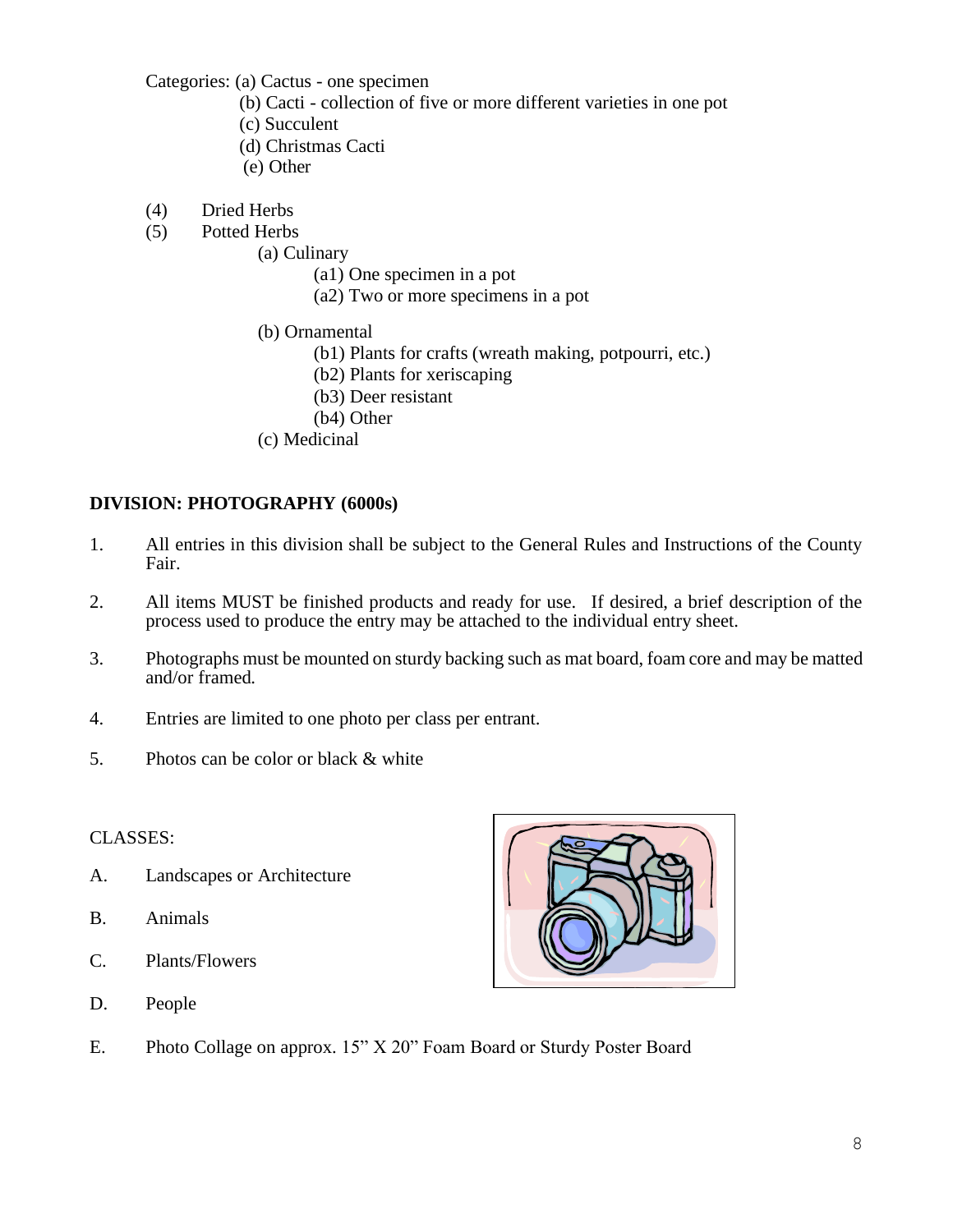Categories: (a) Cactus - one specimen
- (b) Cacti - collection of five or more different varieties in one pot
- (c) Succulent
- (d) Christmas Cacti
- (e) Other

(4) Dried Herbs

(5) Potted Herbs
- (a) Culinary
  - (a1) One specimen in a pot
  - (a2) Two or more specimens in a pot
- (b) Ornamental
  - (b1) Plants for crafts (wreath making, potpourri, etc.)
  - (b2) Plants for xeriscaping
  - (b3) Deer resistant
  - (b4) Other
- (c) Medicinal

**DIVISION: PHOTOGRAPHY (6000s)**

1. All entries in this division shall be subject to the General Rules and Instructions of the County Fair.

2. All items MUST be finished products and ready for use. If desired, a brief description of the process used to produce the entry may be attached to the individual entry sheet.

3. Photographs must be mounted on sturdy backing such as mat board, foam core and may be matted and/or framed.

4. Entries are limited to one photo per class per entrant.

5. Photos can be color or black & white

CLASSES:

A. Landscapes or Architecture

B. Animals

C. Plants/Flowers

D. People

E. Photo Collage on approx. 15" X 20" Foam Board or Sturdy Poster Board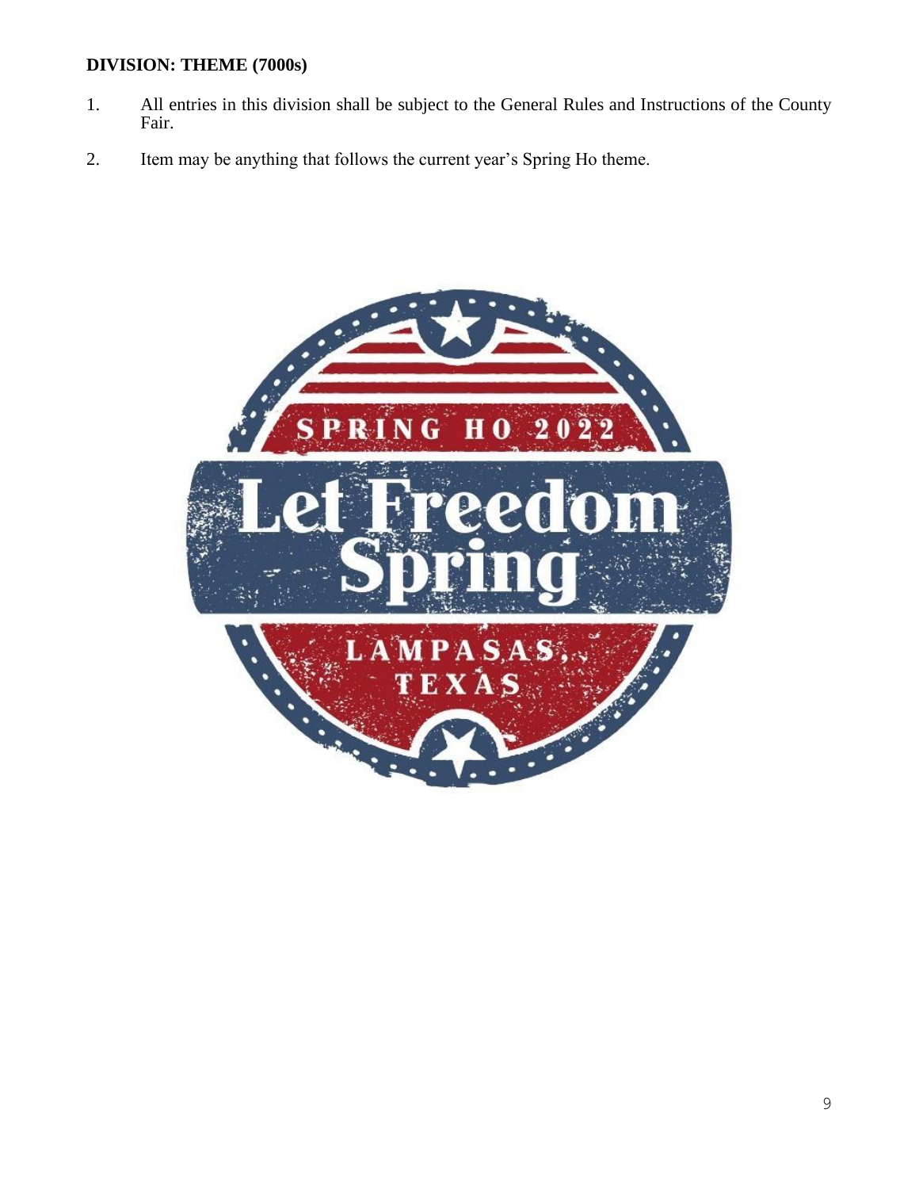**DIVISION: THEME (7000s)**

1. All entries in this division shall be subject to the General Rules and Instructions of the County Fair.
2. Item may be anything that follows the current year's Spring Ho theme.

SPRING HO 2022

Let Freedom Spring

LAMPASAS, TEXAS